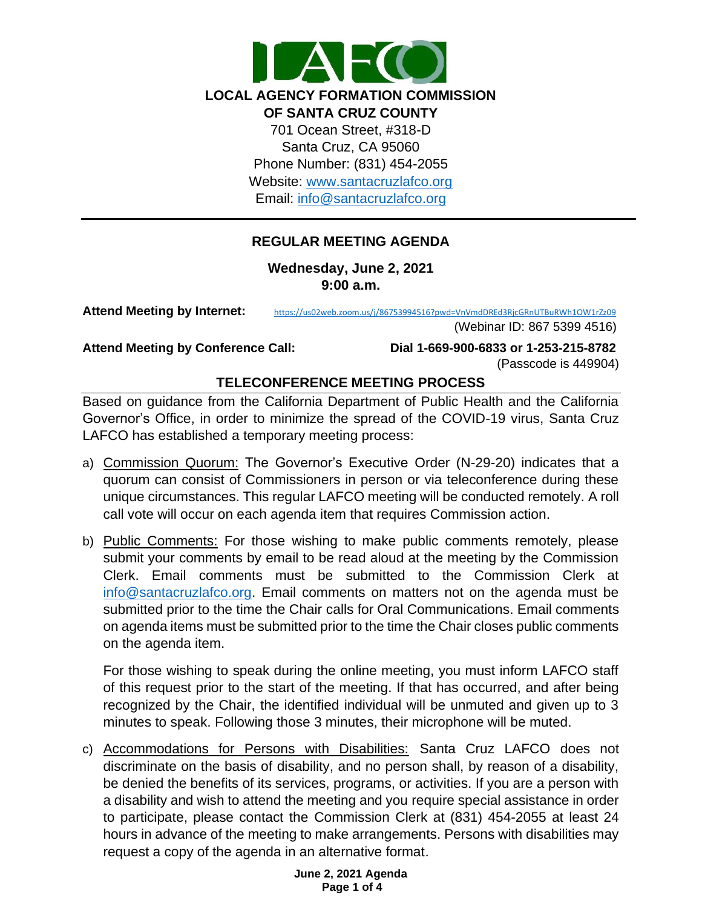# LOCAL AGENCY FORMATION COMMISSION OF SANTA CRUZ COUNTY

701 Ocean Street, #318-D
Santa Cruz, CA 95060
Phone Number: (831) 454-2055
Website: [www.santacruzlafco.org](http://www.santacruzlafco.org)
Email: [info@santacruzlafco.org](mailto:info@santacruzlafco.org)

---

## REGULAR MEETING AGENDA

**Wednesday, June 2, 2021**
**9:00 a.m.**

**Attend Meeting by Internet:** https://us02web.zoom.us/j/86753994516?pwd=VnVmdDREd3RjcGRnUTBuRWh1OW1rZz09
(Webinar ID: 867 5399 4516)

**Attend Meeting by Conference Call:** **Dial 1-669-900-6833 or 1-253-215-8782**
(Passcode is 449904)

## TELECONFERENCE MEETING PROCESS

Based on guidance from the California Department of Public Health and the California Governor's Office, in order to minimize the spread of the COVID-19 virus, Santa Cruz LAFCO has established a temporary meeting process:

a) Commission Quorum: The Governor's Executive Order (N-29-20) indicates that a quorum can consist of Commissioners in person or via teleconference during these unique circumstances. This regular LAFCO meeting will be conducted remotely. A roll call vote will occur on each agenda item that requires Commission action.

b) Public Comments: For those wishing to make public comments remotely, please submit your comments by email to be read aloud at the meeting by the Commission Clerk. Email comments must be submitted to the Commission Clerk at [info@santacruzlafco.org](mailto:info@santacruzlafco.org). Email comments on matters not on the agenda must be submitted prior to the time the Chair calls for Oral Communications. Email comments on agenda items must be submitted prior to the time the Chair closes public comments on the agenda item.

   For those wishing to speak during the online meeting, you must inform LAFCO staff of this request prior to the start of the meeting. If that has occurred, and after being recognized by the Chair, the identified individual will be unmuted and given up to 3 minutes to speak. Following those 3 minutes, their microphone will be muted.

c) Accommodations for Persons with Disabilities: Santa Cruz LAFCO does not discriminate on the basis of disability, and no person shall, by reason of a disability, be denied the benefits of its services, programs, or activities. If you are a person with a disability and wish to attend the meeting and you require special assistance in order to participate, please contact the Commission Clerk at (831) 454-2055 at least 24 hours in advance of the meeting to make arrangements. Persons with disabilities may request a copy of the agenda in an alternative format.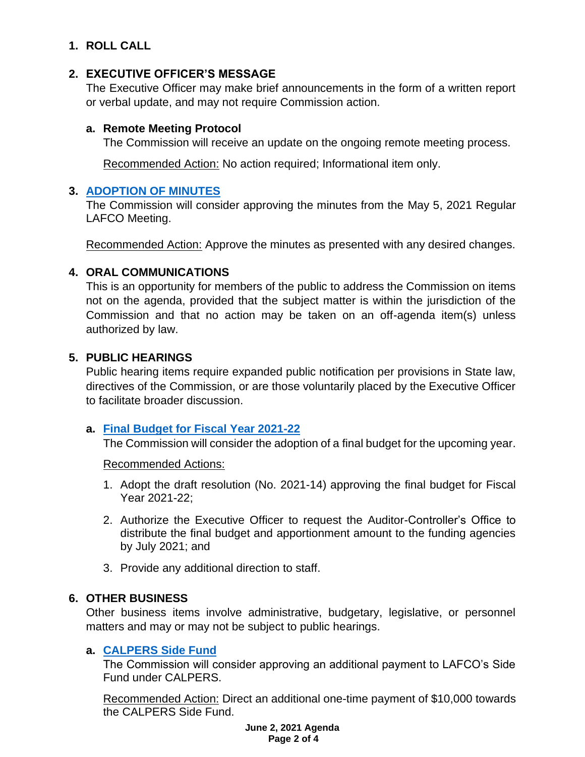## 1. ROLL CALL

## 2. EXECUTIVE OFFICER'S MESSAGE

The Executive Officer may make brief announcements in the form of a written report or verbal update, and may not require Commission action.

### a. Remote Meeting Protocol

The Commission will receive an update on the ongoing remote meeting process.

Recommended Action: No action required; Informational item only.

## 3. ADOPTION OF MINUTES

The Commission will consider approving the minutes from the May 5, 2021 Regular LAFCO Meeting.

Recommended Action: Approve the minutes as presented with any desired changes.

## 4. ORAL COMMUNICATIONS

This is an opportunity for members of the public to address the Commission on items not on the agenda, provided that the subject matter is within the jurisdiction of the Commission and that no action may be taken on an off-agenda item(s) unless authorized by law.

## 5. PUBLIC HEARINGS

Public hearing items require expanded public notification per provisions in State law, directives of the Commission, or are those voluntarily placed by the Executive Officer to facilitate broader discussion.

### a. Final Budget for Fiscal Year 2021-22

The Commission will consider the adoption of a final budget for the upcoming year.

Recommended Actions:

1. Adopt the draft resolution (No. 2021-14) approving the final budget for Fiscal Year 2021-22;
2. Authorize the Executive Officer to request the Auditor-Controller's Office to distribute the final budget and apportionment amount to the funding agencies by July 2021; and
3. Provide any additional direction to staff.

## 6. OTHER BUSINESS

Other business items involve administrative, budgetary, legislative, or personnel matters and may or may not be subject to public hearings.

### a. CALPERS Side Fund

The Commission will consider approving an additional payment to LAFCO's Side Fund under CALPERS.

Recommended Action: Direct an additional one-time payment of $10,000 towards the CALPERS Side Fund.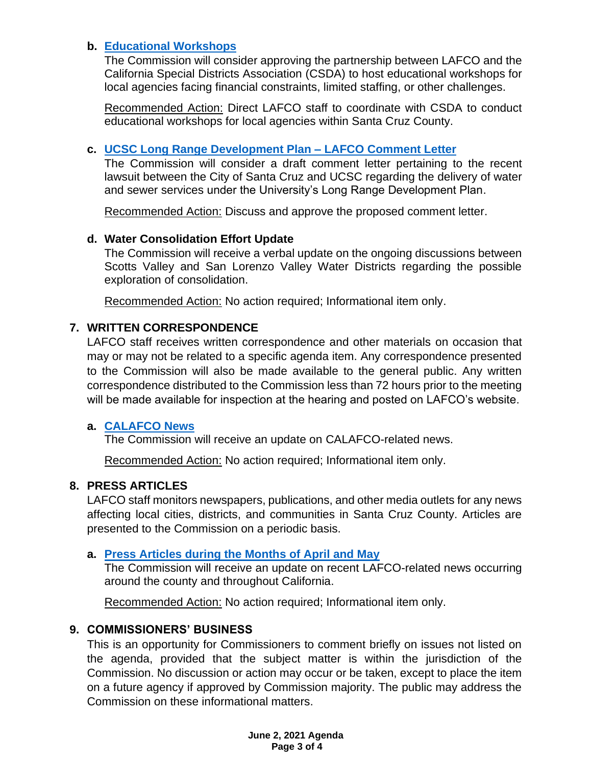**b. [Educational Workshops]()**

The Commission will consider approving the partnership between LAFCO and the California Special Districts Association (CSDA) to host educational workshops for local agencies facing financial constraints, limited staffing, or other challenges.

Recommended Action: Direct LAFCO staff to coordinate with CSDA to conduct educational workshops for local agencies within Santa Cruz County.

**c. [UCSC Long Range Development Plan – LAFCO Comment Letter]()**

The Commission will consider a draft comment letter pertaining to the recent lawsuit between the City of Santa Cruz and UCSC regarding the delivery of water and sewer services under the University's Long Range Development Plan.

Recommended Action: Discuss and approve the proposed comment letter.

**d. Water Consolidation Effort Update**

The Commission will receive a verbal update on the ongoing discussions between Scotts Valley and San Lorenzo Valley Water Districts regarding the possible exploration of consolidation.

Recommended Action: No action required; Informational item only.

## 7. WRITTEN CORRESPONDENCE

LAFCO staff receives written correspondence and other materials on occasion that may or may not be related to a specific agenda item. Any correspondence presented to the Commission will also be made available to the general public. Any written correspondence distributed to the Commission less than 72 hours prior to the meeting will be made available for inspection at the hearing and posted on LAFCO's website.

**a. [CALAFCO News]()**

The Commission will receive an update on CALAFCO-related news.

Recommended Action: No action required; Informational item only.

## 8. PRESS ARTICLES

LAFCO staff monitors newspapers, publications, and other media outlets for any news affecting local cities, districts, and communities in Santa Cruz County. Articles are presented to the Commission on a periodic basis.

**a. [Press Articles during the Months of April and May]()**

The Commission will receive an update on recent LAFCO-related news occurring around the county and throughout California.

Recommended Action: No action required; Informational item only.

## 9. COMMISSIONERS' BUSINESS

This is an opportunity for Commissioners to comment briefly on issues not listed on the agenda, provided that the subject matter is within the jurisdiction of the Commission. No discussion or action may occur or be taken, except to place the item on a future agency if approved by Commission majority. The public may address the Commission on these informational matters.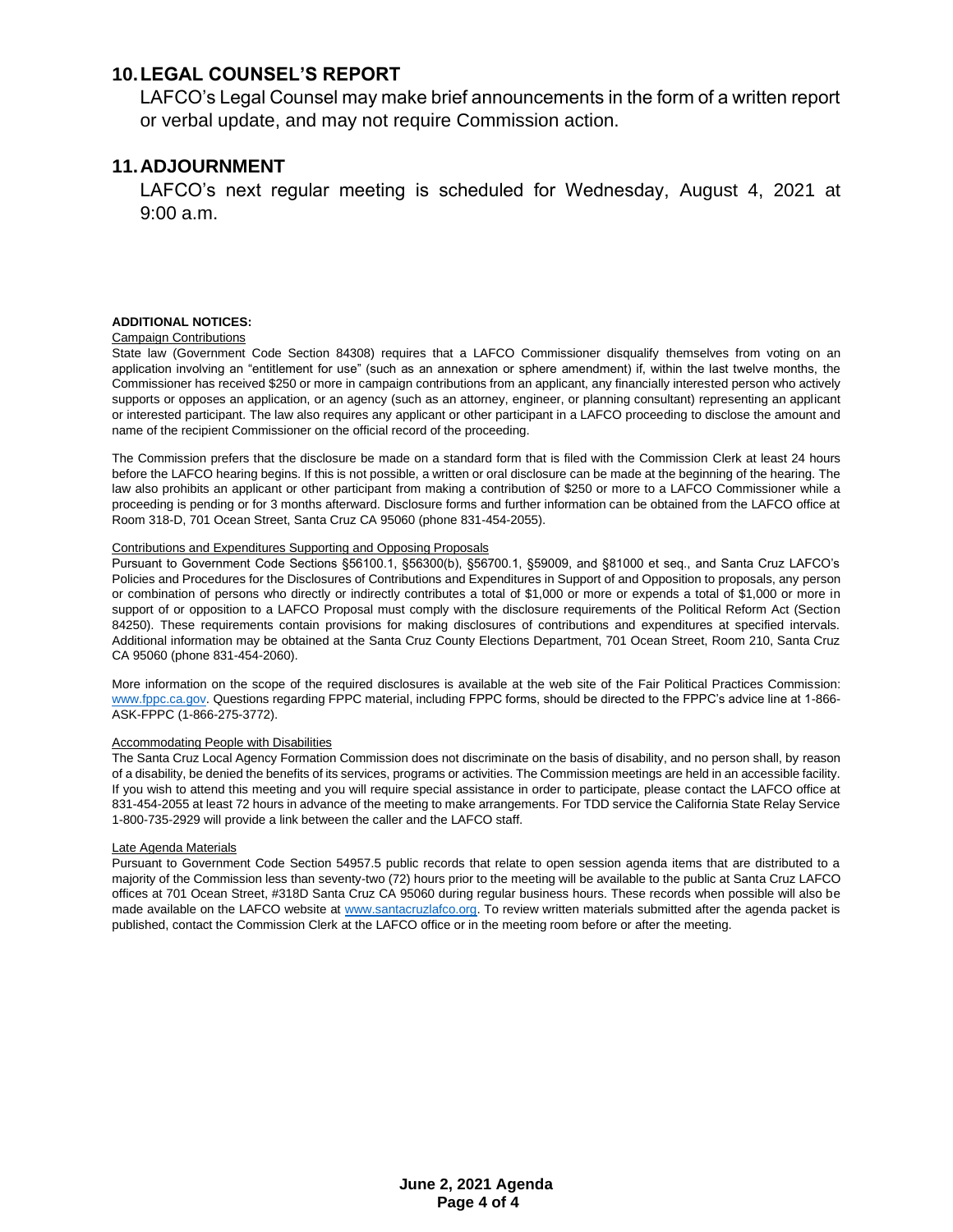## 10. LEGAL COUNSEL'S REPORT

LAFCO's Legal Counsel may make brief announcements in the form of a written report or verbal update, and may not require Commission action.

## 11. ADJOURNMENT

LAFCO's next regular meeting is scheduled for Wednesday, August 4, 2021 at 9:00 a.m.

**ADDITIONAL NOTICES:**

Campaign Contributions

State law (Government Code Section 84308) requires that a LAFCO Commissioner disqualify themselves from voting on an application involving an "entitlement for use" (such as an annexation or sphere amendment) if, within the last twelve months, the Commissioner has received $250 or more in campaign contributions from an applicant, any financially interested person who actively supports or opposes an application, or an agency (such as an attorney, engineer, or planning consultant) representing an applicant or interested participant. The law also requires any applicant or other participant in a LAFCO proceeding to disclose the amount and name of the recipient Commissioner on the official record of the proceeding.

The Commission prefers that the disclosure be made on a standard form that is filed with the Commission Clerk at least 24 hours before the LAFCO hearing begins. If this is not possible, a written or oral disclosure can be made at the beginning of the hearing. The law also prohibits an applicant or other participant from making a contribution of $250 or more to a LAFCO Commissioner while a proceeding is pending or for 3 months afterward. Disclosure forms and further information can be obtained from the LAFCO office at Room 318-D, 701 Ocean Street, Santa Cruz CA 95060 (phone 831-454-2055).

Contributions and Expenditures Supporting and Opposing Proposals

Pursuant to Government Code Sections §56100.1, §56300(b), §56700.1, §59009, and §81000 et seq., and Santa Cruz LAFCO's Policies and Procedures for the Disclosures of Contributions and Expenditures in Support of and Opposition to proposals, any person or combination of persons who directly or indirectly contributes a total of $1,000 or more or expends a total of $1,000 or more in support of or opposition to a LAFCO Proposal must comply with the disclosure requirements of the Political Reform Act (Section 84250). These requirements contain provisions for making disclosures of contributions and expenditures at specified intervals. Additional information may be obtained at the Santa Cruz County Elections Department, 701 Ocean Street, Room 210, Santa Cruz CA 95060 (phone 831-454-2060).

More information on the scope of the required disclosures is available at the web site of the Fair Political Practices Commission: www.fppc.ca.gov. Questions regarding FPPC material, including FPPC forms, should be directed to the FPPC's advice line at 1-866-ASK-FPPC (1-866-275-3772).

Accommodating People with Disabilities

The Santa Cruz Local Agency Formation Commission does not discriminate on the basis of disability, and no person shall, by reason of a disability, be denied the benefits of its services, programs or activities. The Commission meetings are held in an accessible facility. If you wish to attend this meeting and you will require special assistance in order to participate, please contact the LAFCO office at 831-454-2055 at least 72 hours in advance of the meeting to make arrangements. For TDD service the California State Relay Service 1-800-735-2929 will provide a link between the caller and the LAFCO staff.

Late Agenda Materials

Pursuant to Government Code Section 54957.5 public records that relate to open session agenda items that are distributed to a majority of the Commission less than seventy-two (72) hours prior to the meeting will be available to the public at Santa Cruz LAFCO offices at 701 Ocean Street, #318D Santa Cruz CA 95060 during regular business hours. These records when possible will also be made available on the LAFCO website at www.santacruzlafco.org. To review written materials submitted after the agenda packet is published, contact the Commission Clerk at the LAFCO office or in the meeting room before or after the meeting.